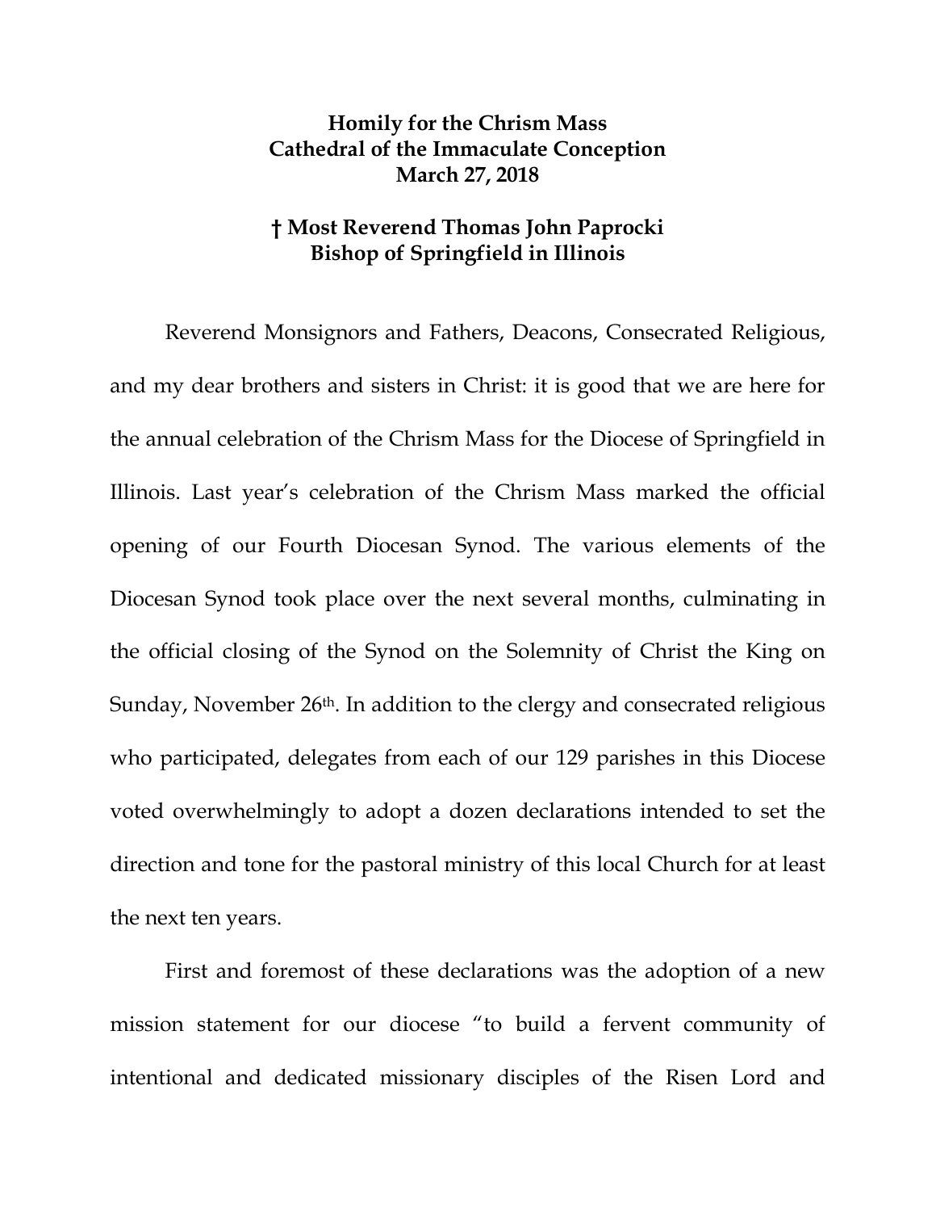**Homily for the Chrism Mass**
**Cathedral of the Immaculate Conception**
**March 27, 2018**

**† Most Reverend Thomas John Paprocki**
**Bishop of Springfield in Illinois**

Reverend Monsignors and Fathers, Deacons, Consecrated Religious, and my dear brothers and sisters in Christ: it is good that we are here for the annual celebration of the Chrism Mass for the Diocese of Springfield in Illinois. Last year's celebration of the Chrism Mass marked the official opening of our Fourth Diocesan Synod. The various elements of the Diocesan Synod took place over the next several months, culminating in the official closing of the Synod on the Solemnity of Christ the King on Sunday, November 26th. In addition to the clergy and consecrated religious who participated, delegates from each of our 129 parishes in this Diocese voted overwhelmingly to adopt a dozen declarations intended to set the direction and tone for the pastoral ministry of this local Church for at least the next ten years.

First and foremost of these declarations was the adoption of a new mission statement for our diocese "to build a fervent community of intentional and dedicated missionary disciples of the Risen Lord and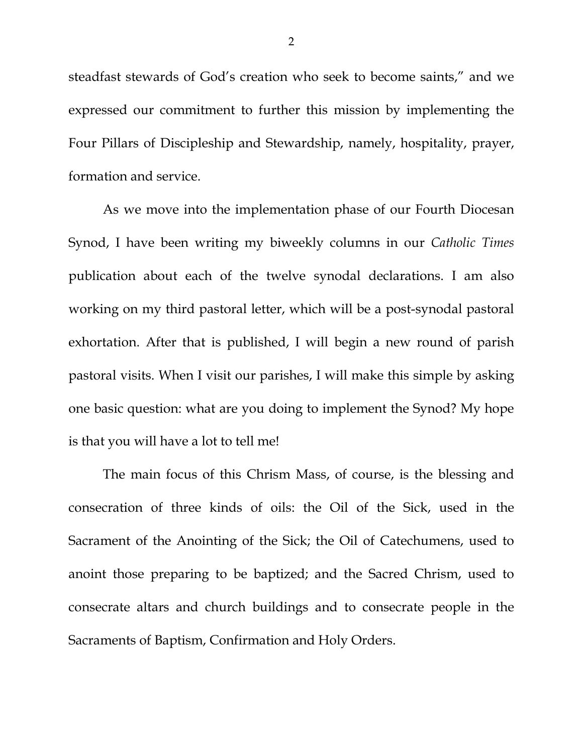steadfast stewards of God's creation who seek to become saints," and we expressed our commitment to further this mission by implementing the Four Pillars of Discipleship and Stewardship, namely, hospitality, prayer, formation and service.

As we move into the implementation phase of our Fourth Diocesan Synod, I have been writing my biweekly columns in our *Catholic Times* publication about each of the twelve synodal declarations. I am also working on my third pastoral letter, which will be a post-synodal pastoral exhortation. After that is published, I will begin a new round of parish pastoral visits. When I visit our parishes, I will make this simple by asking one basic question: what are you doing to implement the Synod? My hope is that you will have a lot to tell me!

The main focus of this Chrism Mass, of course, is the blessing and consecration of three kinds of oils: the Oil of the Sick, used in the Sacrament of the Anointing of the Sick; the Oil of Catechumens, used to anoint those preparing to be baptized; and the Sacred Chrism, used to consecrate altars and church buildings and to consecrate people in the Sacraments of Baptism, Confirmation and Holy Orders.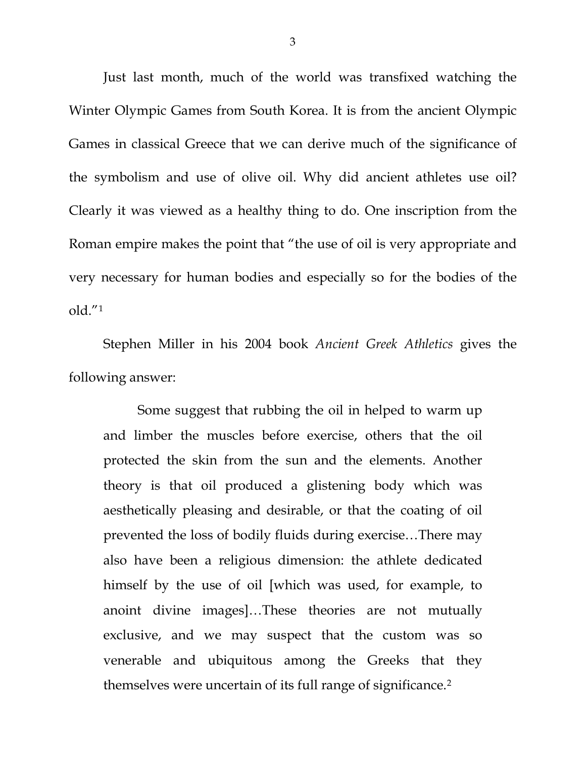Just last month, much of the world was transfixed watching the Winter Olympic Games from South Korea. It is from the ancient Olympic Games in classical Greece that we can derive much of the significance of the symbolism and use of olive oil. Why did ancient athletes use oil? Clearly it was viewed as a healthy thing to do. One inscription from the Roman empire makes the point that "the use of oil is very appropriate and very necessary for human bodies and especially so for the bodies of the old."[1]

Stephen Miller in his 2004 book *Ancient Greek Athletics* gives the following answer:

> Some suggest that rubbing the oil in helped to warm up and limber the muscles before exercise, others that the oil protected the skin from the sun and the elements. Another theory is that oil produced a glistening body which was aesthetically pleasing and desirable, or that the coating of oil prevented the loss of bodily fluids during exercise…There may also have been a religious dimension: the athlete dedicated himself by the use of oil [which was used, for example, to anoint divine images]…These theories are not mutually exclusive, and we may suspect that the custom was so venerable and ubiquitous among the Greeks that they themselves were uncertain of its full range of significance.[2]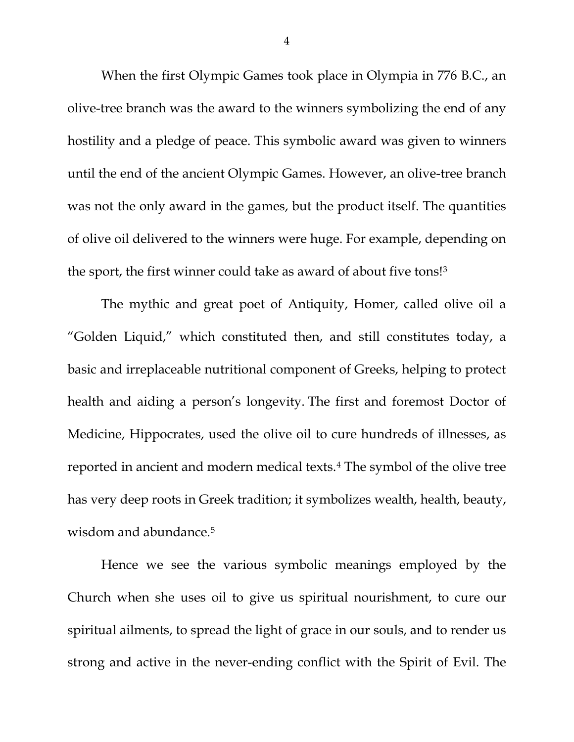When the first Olympic Games took place in Olympia in 776 B.C., an olive-tree branch was the award to the winners symbolizing the end of any hostility and a pledge of peace. This symbolic award was given to winners until the end of the ancient Olympic Games. However, an olive-tree branch was not the only award in the games, but the product itself. The quantities of olive oil delivered to the winners were huge. For example, depending on the sport, the first winner could take as award of about five tons![3]

The mythic and great poet of Antiquity, Homer, called olive oil a "Golden Liquid," which constituted then, and still constitutes today, a basic and irreplaceable nutritional component of Greeks, helping to protect health and aiding a person's longevity. The first and foremost Doctor of Medicine, Hippocrates, used the olive oil to cure hundreds of illnesses, as reported in ancient and modern medical texts.[4] The symbol of the olive tree has very deep roots in Greek tradition; it symbolizes wealth, health, beauty, wisdom and abundance.[5]

Hence we see the various symbolic meanings employed by the Church when she uses oil to give us spiritual nourishment, to cure our spiritual ailments, to spread the light of grace in our souls, and to render us strong and active in the never-ending conflict with the Spirit of Evil. The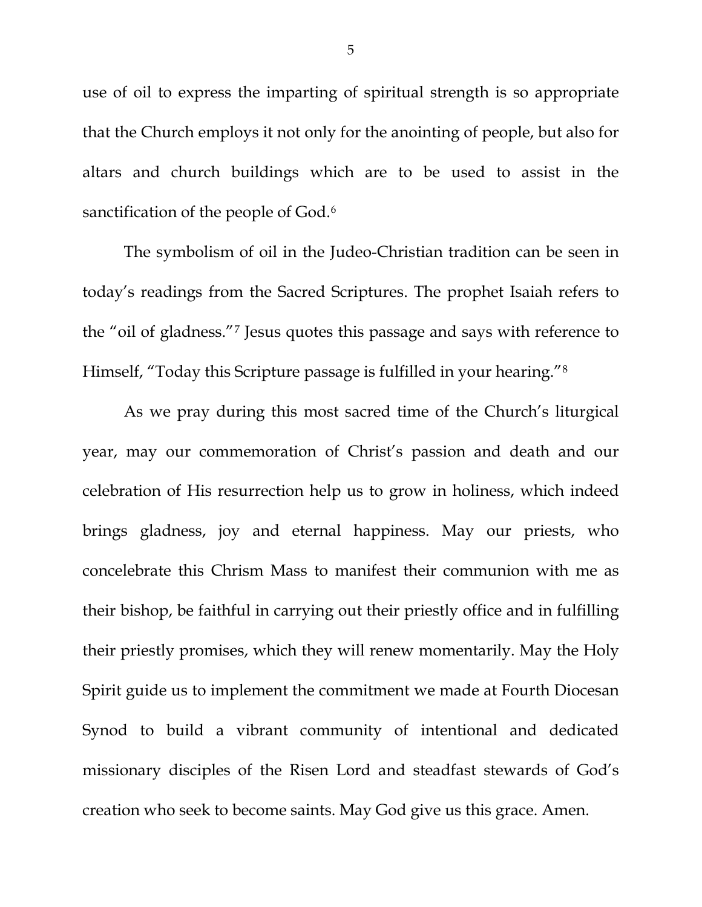use of oil to express the imparting of spiritual strength is so appropriate that the Church employs it not only for the anointing of people, but also for altars and church buildings which are to be used to assist in the sanctification of the people of God.[6]

The symbolism of oil in the Judeo-Christian tradition can be seen in today's readings from the Sacred Scriptures. The prophet Isaiah refers to the "oil of gladness."[7] Jesus quotes this passage and says with reference to Himself, "Today this Scripture passage is fulfilled in your hearing."[8]

As we pray during this most sacred time of the Church's liturgical year, may our commemoration of Christ's passion and death and our celebration of His resurrection help us to grow in holiness, which indeed brings gladness, joy and eternal happiness. May our priests, who concelebrate this Chrism Mass to manifest their communion with me as their bishop, be faithful in carrying out their priestly office and in fulfilling their priestly promises, which they will renew momentarily. May the Holy Spirit guide us to implement the commitment we made at Fourth Diocesan Synod to build a vibrant community of intentional and dedicated missionary disciples of the Risen Lord and steadfast stewards of God's creation who seek to become saints. May God give us this grace. Amen.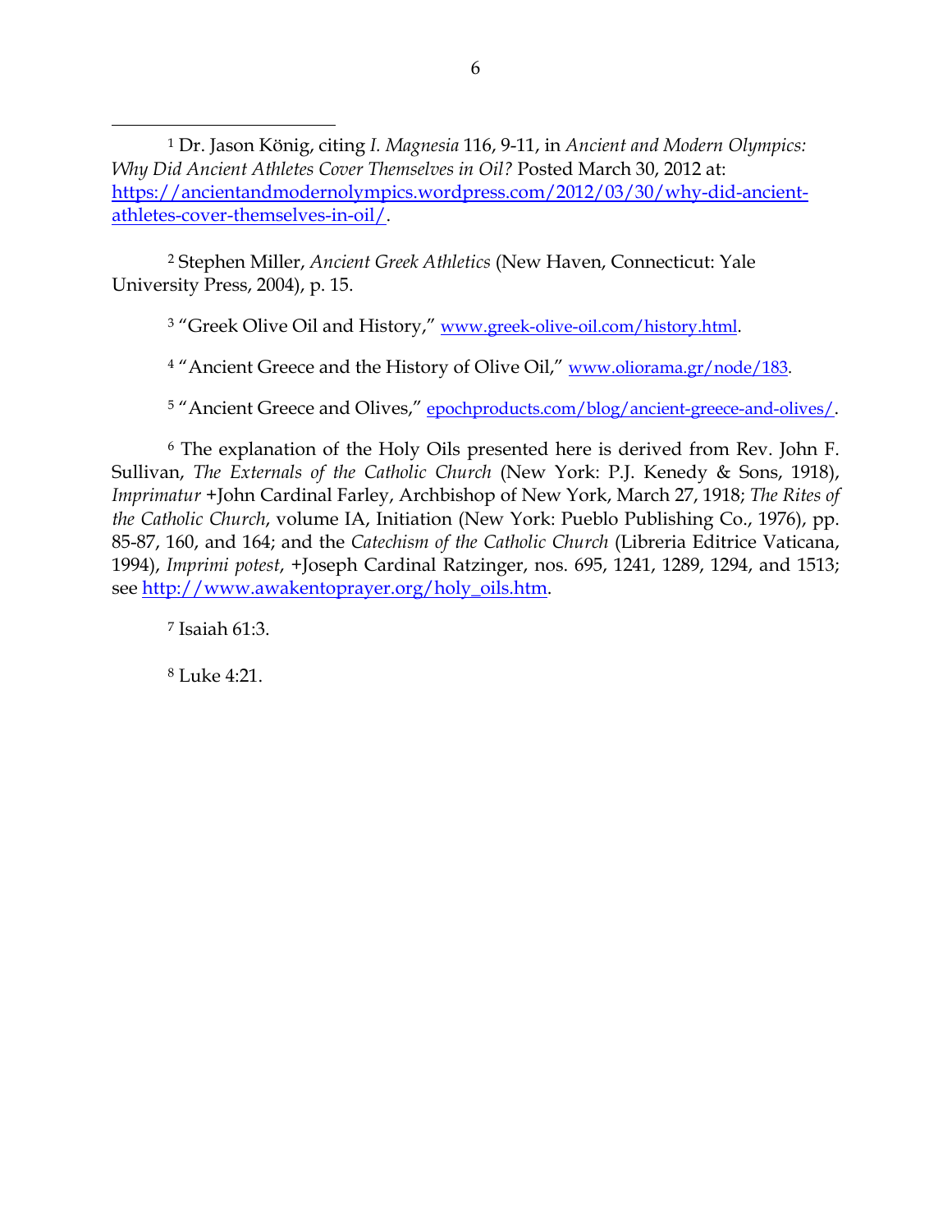[1] Dr. Jason König, citing *I. Magnesia* 116, 9-11, in *Ancient and Modern Olympics: Why Did Ancient Athletes Cover Themselves in Oil?* Posted March 30, 2012 at: https://ancientandmodernolympics.wordpress.com/2012/03/30/why-did-ancient-athletes-cover-themselves-in-oil/.

[2] Stephen Miller, *Ancient Greek Athletics* (New Haven, Connecticut: Yale University Press, 2004), p. 15.

[3] "Greek Olive Oil and History," www.greek-olive-oil.com/history.html.

[4] "Ancient Greece and the History of Olive Oil," www.oliorama.gr/node/183.

[5] "Ancient Greece and Olives," epochproducts.com/blog/ancient-greece-and-olives/.

[6] The explanation of the Holy Oils presented here is derived from Rev. John F. Sullivan, *The Externals of the Catholic Church* (New York: P.J. Kenedy & Sons, 1918), *Imprimatur* +John Cardinal Farley, Archbishop of New York, March 27, 1918; *The Rites of the Catholic Church*, volume IA, Initiation (New York: Pueblo Publishing Co., 1976), pp. 85-87, 160, and 164; and the *Catechism of the Catholic Church* (Libreria Editrice Vaticana, 1994), *Imprimi potest*, +Joseph Cardinal Ratzinger, nos. 695, 1241, 1289, 1294, and 1513; see http://www.awakentoprayer.org/holy_oils.htm.

[7] Isaiah 61:3.

[8] Luke 4:21.